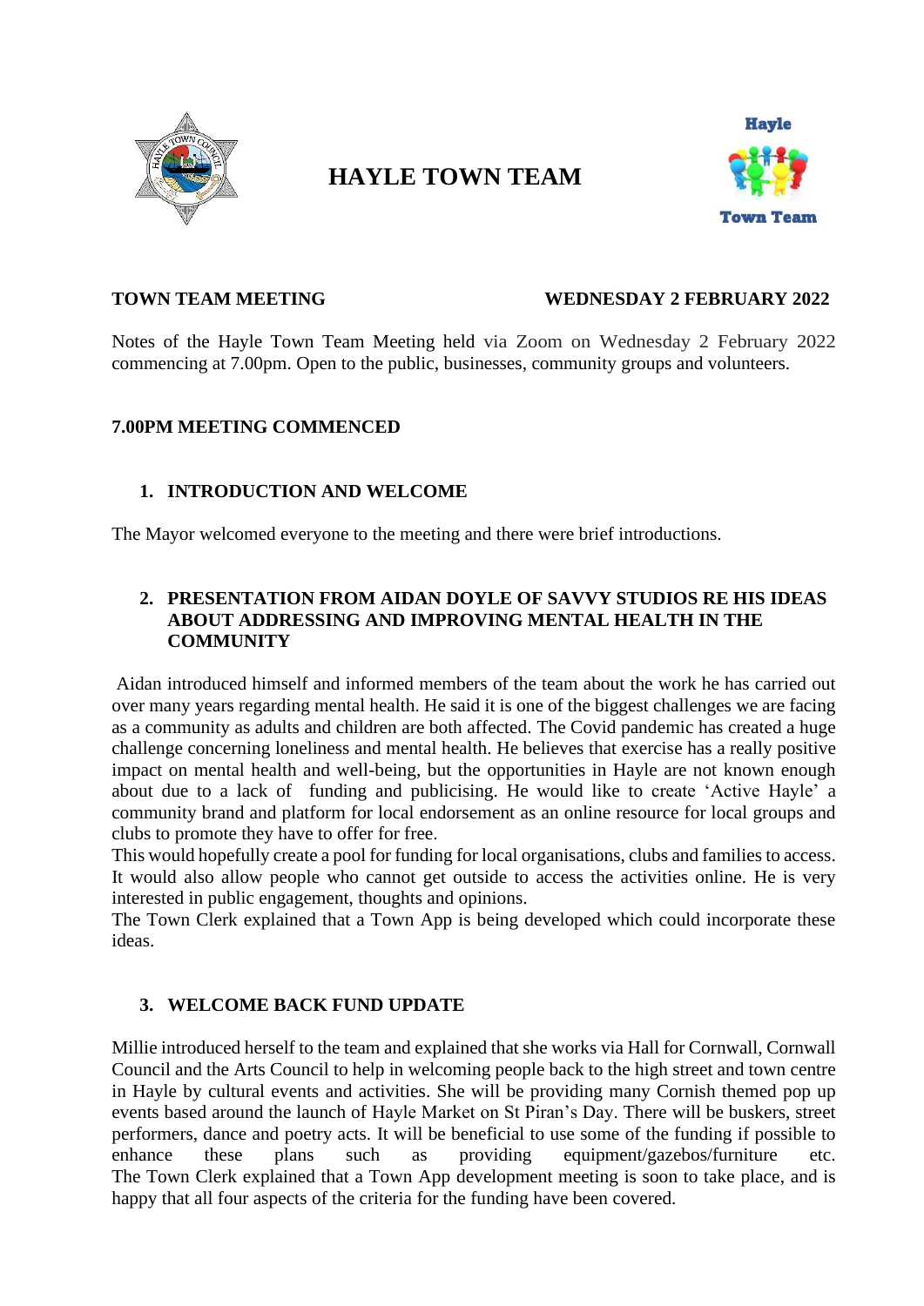# HAYLE TOWN TEAM

**TOWN TEAM MEETING** **WEDNESDAY 2 FEBRUARY 2022**

Notes of the Hayle Town Team Meeting held via Zoom on Wednesday 2 February 2022 commencing at 7.00pm. Open to the public, businesses, community groups and volunteers.

**7.00PM MEETING COMMENCED**

## 1. INTRODUCTION AND WELCOME

The Mayor welcomed everyone to the meeting and there were brief introductions.

## 2. PRESENTATION FROM AIDAN DOYLE OF SAVVY STUDIOS RE HIS IDEAS ABOUT ADDRESSING AND IMPROVING MENTAL HEALTH IN THE COMMUNITY

Aidan introduced himself and informed members of the team about the work he has carried out over many years regarding mental health. He said it is one of the biggest challenges we are facing as a community as adults and children are both affected. The Covid pandemic has created a huge challenge concerning loneliness and mental health. He believes that exercise has a really positive impact on mental health and well-being, but the opportunities in Hayle are not known enough about due to a lack of funding and publicising. He would like to create 'Active Hayle' a community brand and platform for local endorsement as an online resource for local groups and clubs to promote they have to offer for free.

This would hopefully create a pool for funding for local organisations, clubs and families to access. It would also allow people who cannot get outside to access the activities online. He is very interested in public engagement, thoughts and opinions.

The Town Clerk explained that a Town App is being developed which could incorporate these ideas.

## 3. WELCOME BACK FUND UPDATE

Millie introduced herself to the team and explained that she works via Hall for Cornwall, Cornwall Council and the Arts Council to help in welcoming people back to the high street and town centre in Hayle by cultural events and activities. She will be providing many Cornish themed pop up events based around the launch of Hayle Market on St Piran's Day. There will be buskers, street performers, dance and poetry acts. It will be beneficial to use some of the funding if possible to enhance these plans such as providing equipment/gazebos/furniture etc. The Town Clerk explained that a Town App development meeting is soon to take place, and is happy that all four aspects of the criteria for the funding have been covered.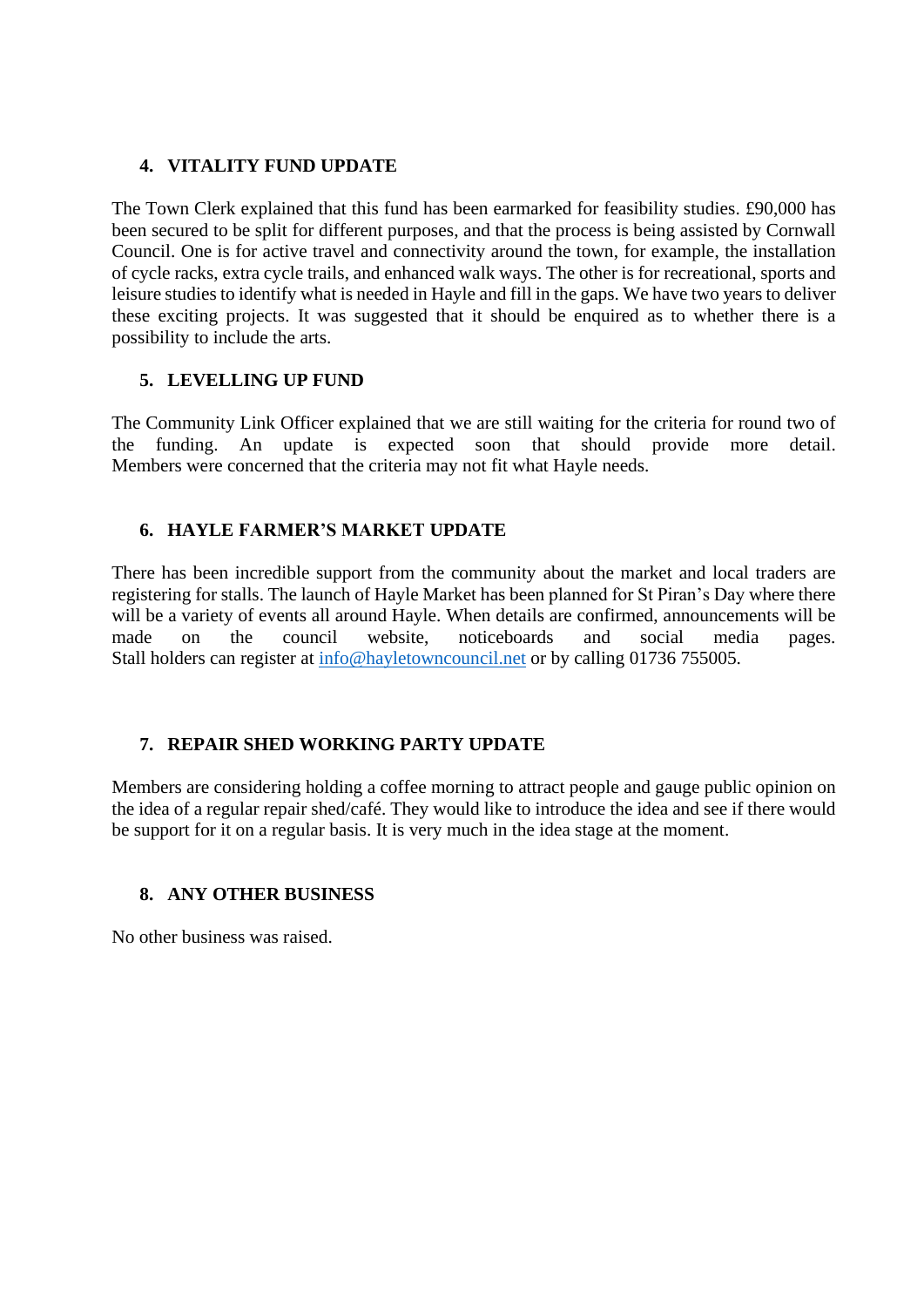## 4. VITALITY FUND UPDATE

The Town Clerk explained that this fund has been earmarked for feasibility studies. £90,000 has been secured to be split for different purposes, and that the process is being assisted by Cornwall Council. One is for active travel and connectivity around the town, for example, the installation of cycle racks, extra cycle trails, and enhanced walk ways. The other is for recreational, sports and leisure studies to identify what is needed in Hayle and fill in the gaps. We have two years to deliver these exciting projects. It was suggested that it should be enquired as to whether there is a possibility to include the arts.

## 5. LEVELLING UP FUND

The Community Link Officer explained that we are still waiting for the criteria for round two of the funding. An update is expected soon that should provide more detail. Members were concerned that the criteria may not fit what Hayle needs.

## 6. HAYLE FARMER'S MARKET UPDATE

There has been incredible support from the community about the market and local traders are registering for stalls. The launch of Hayle Market has been planned for St Piran's Day where there will be a variety of events all around Hayle. When details are confirmed, announcements will be made on the council website, noticeboards and social media pages. Stall holders can register at [info@hayletowncouncil.net](mailto:info@hayletowncouncil.net) or by calling 01736 755005.

## 7. REPAIR SHED WORKING PARTY UPDATE

Members are considering holding a coffee morning to attract people and gauge public opinion on the idea of a regular repair shed/café. They would like to introduce the idea and see if there would be support for it on a regular basis. It is very much in the idea stage at the moment.

## 8. ANY OTHER BUSINESS

No other business was raised.